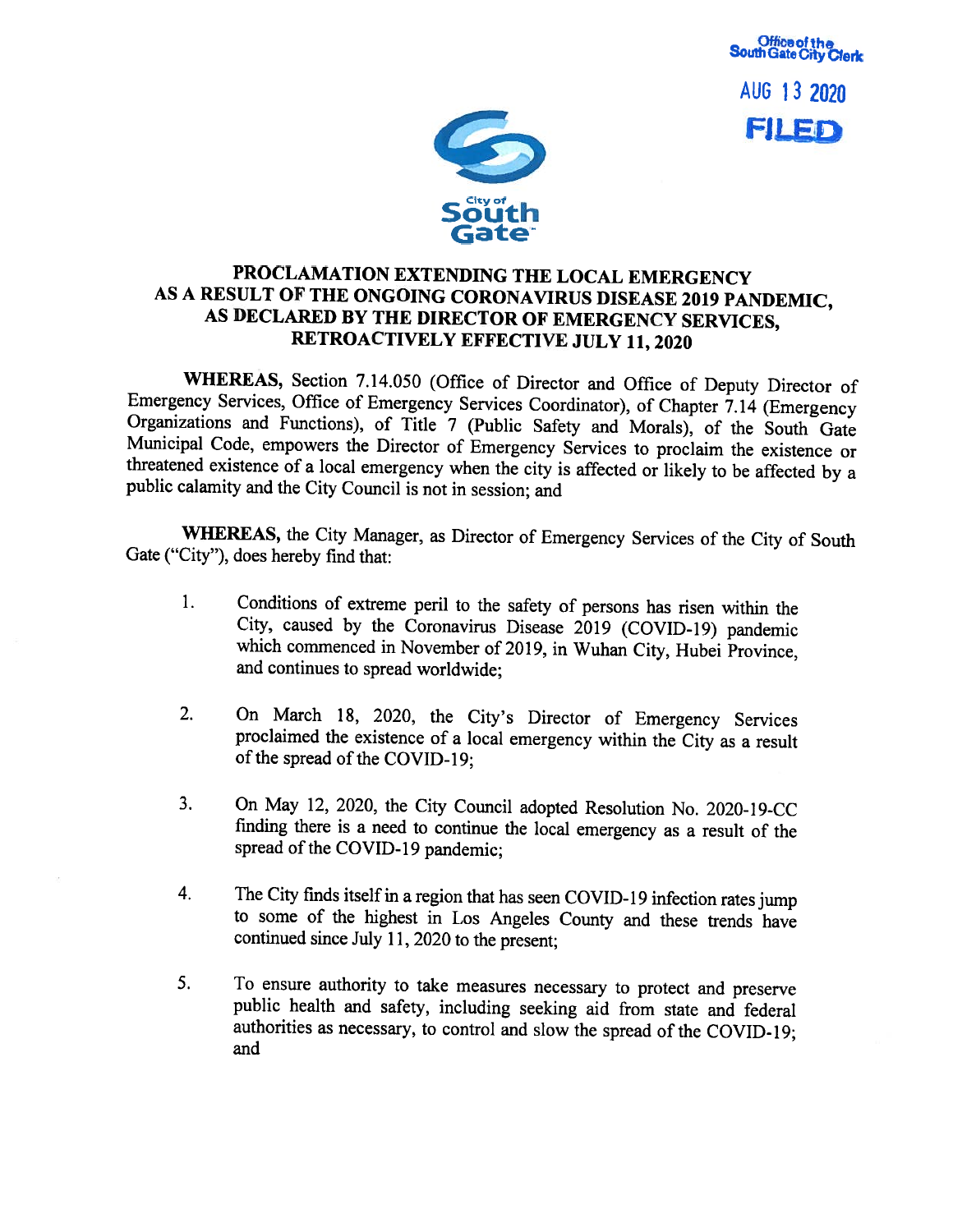Office of the South Gate City Clerk

AUG 13 2020

FILED

City of South Gate

# PROCLAMATION EXTENDING THE LOCAL EMERGENCY AS A RESULT OF THE ONGOING CORONAVIRUS DISEASE 2019 PANDEMIC, AS DECLARED BY THE DIRECTOR OF EMERGENCY SERVICES, RETROACTIVELY EFFECTIVE JULY 11, 2020

**WHEREAS,** Section 7.14.050 (Office of Director and Office of Deputy Director of Emergency Services, Office of Emergency Services Coordinator), of Chapter 7.14 (Emergency Organizations and Functions), of Title 7 (Public Safety and Morals), of the South Gate Municipal Code, empowers the Director of Emergency Services to proclaim the existence or threatened existence of a local emergency when the city is affected or likely to be affected by a public calamity and the City Council is not in session; and

**WHEREAS,** the City Manager, as Director of Emergency Services of the City of South Gate ("City"), does hereby find that:

1. Conditions of extreme peril to the safety of persons has risen within the City, caused by the Coronavirus Disease 2019 (COVID-19) pandemic which commenced in November of 2019, in Wuhan City, Hubei Province, and continues to spread worldwide;

2. On March 18, 2020, the City's Director of Emergency Services proclaimed the existence of a local emergency within the City as a result of the spread of the COVID-19;

3. On May 12, 2020, the City Council adopted Resolution No. 2020-19-CC finding there is a need to continue the local emergency as a result of the spread of the COVID-19 pandemic;

4. The City finds itself in a region that has seen COVID-19 infection rates jump to some of the highest in Los Angeles County and these trends have continued since July 11, 2020 to the present;

5. To ensure authority to take measures necessary to protect and preserve public health and safety, including seeking aid from state and federal authorities as necessary, to control and slow the spread of the COVID-19; and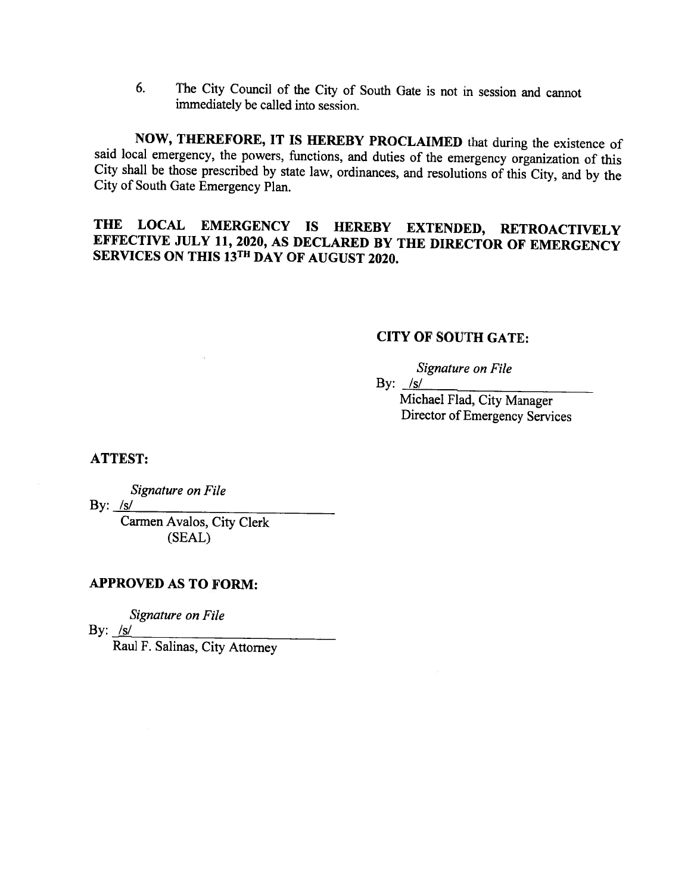6. The City Council of the City of South Gate is not in session and cannot immediately be called into session.

**NOW, THEREFORE, IT IS HEREBY PROCLAIMED** that during the existence of said local emergency, the powers, functions, and duties of the emergency organization of this City shall be those prescribed by state law, ordinances, and resolutions of this City, and by the City of South Gate Emergency Plan.

**THE LOCAL EMERGENCY IS HEREBY EXTENDED, RETROACTIVELY EFFECTIVE JULY 11, 2020, AS DECLARED BY THE DIRECTOR OF EMERGENCY SERVICES ON THIS 13TH DAY OF AUGUST 2020.**

**CITY OF SOUTH GATE:**

*Signature on File*
By: /s/
Michael Flad, City Manager
Director of Emergency Services

**ATTEST:**

*Signature on File*
By: /s/
Carmen Avalos, City Clerk
(SEAL)

**APPROVED AS TO FORM:**

*Signature on File*
By: /s/
Raul F. Salinas, City Attorney